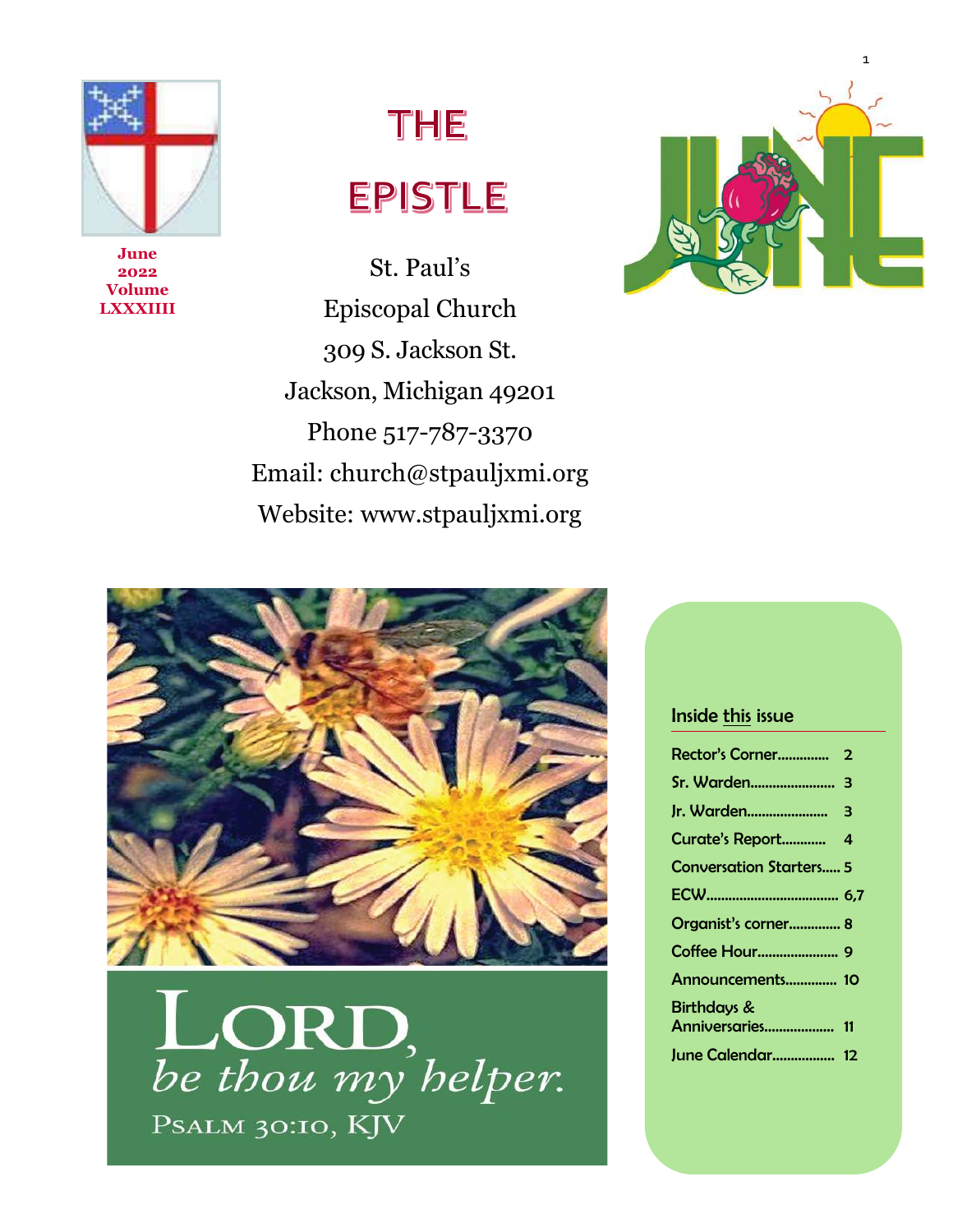June 2022 Volume LXXXIIII

# THE EPISTLE

St. Paul's
Episcopal Church
309 S. Jackson St.
Jackson, Michigan 49201
Phone 517-787-3370
Email: church@stpauljxmi.org
Website: www.stpauljxmi.org

LORD, *be thou my helper.*
PSALM 30:10, KJV

### Inside this issue

| | |
|---|---|
| Rector's Corner | 2 |
| Sr. Warden | 3 |
| Jr. Warden | 3 |
| Curate's Report | 4 |
| Conversation Starters | 5 |
| ECW | 6,7 |
| Organist's corner | 8 |
| Coffee Hour | 9 |
| Announcements | 10 |
| Birthdays & Anniversaries | 11 |
| June Calendar | 12 |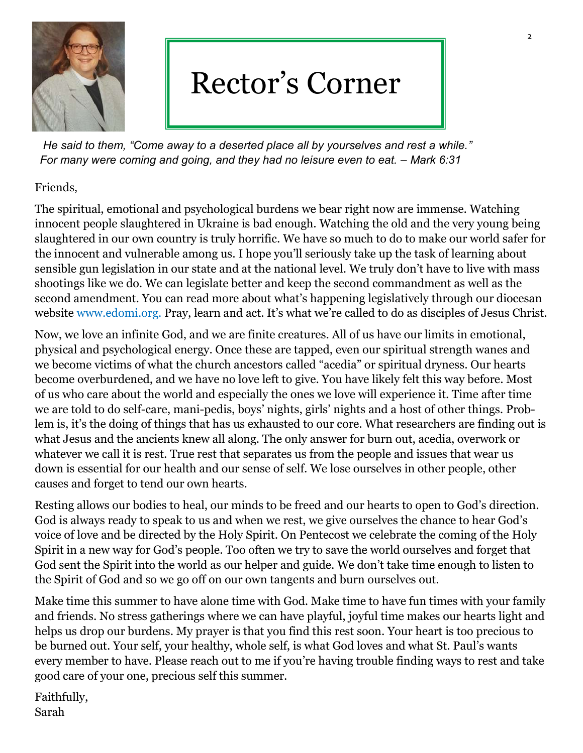# Rector's Corner

*He said to them, "Come away to a deserted place all by yourselves and rest a while." For many were coming and going, and they had no leisure even to eat. – Mark 6:31*

Friends,

The spiritual, emotional and psychological burdens we bear right now are immense. Watching innocent people slaughtered in Ukraine is bad enough. Watching the old and the very young being slaughtered in our own country is truly horrific. We have so much to do to make our world safer for the innocent and vulnerable among us. I hope you'll seriously take up the task of learning about sensible gun legislation in our state and at the national level. We truly don't have to live with mass shootings like we do. We can legislate better and keep the second commandment as well as the second amendment. You can read more about what's happening legislatively through our diocesan website www.edomi.org. Pray, learn and act. It's what we're called to do as disciples of Jesus Christ.

Now, we love an infinite God, and we are finite creatures. All of us have our limits in emotional, physical and psychological energy. Once these are tapped, even our spiritual strength wanes and we become victims of what the church ancestors called "acedia" or spiritual dryness. Our hearts become overburdened, and we have no love left to give. You have likely felt this way before. Most of us who care about the world and especially the ones we love will experience it. Time after time we are told to do self-care, mani-pedis, boys' nights, girls' nights and a host of other things. Problem is, it's the doing of things that has us exhausted to our core. What researchers are finding out is what Jesus and the ancients knew all along. The only answer for burn out, acedia, overwork or whatever we call it is rest. True rest that separates us from the people and issues that wear us down is essential for our health and our sense of self. We lose ourselves in other people, other causes and forget to tend our own hearts.

Resting allows our bodies to heal, our minds to be freed and our hearts to open to God's direction. God is always ready to speak to us and when we rest, we give ourselves the chance to hear God's voice of love and be directed by the Holy Spirit. On Pentecost we celebrate the coming of the Holy Spirit in a new way for God's people. Too often we try to save the world ourselves and forget that God sent the Spirit into the world as our helper and guide. We don't take time enough to listen to the Spirit of God and so we go off on our own tangents and burn ourselves out.

Make time this summer to have alone time with God. Make time to have fun times with your family and friends. No stress gatherings where we can have playful, joyful time makes our hearts light and helps us drop our burdens. My prayer is that you find this rest soon. Your heart is too precious to be burned out. Your self, your healthy, whole self, is what God loves and what St. Paul's wants every member to have. Please reach out to me if you're having trouble finding ways to rest and take good care of your one, precious self this summer.

Faithfully,
Sarah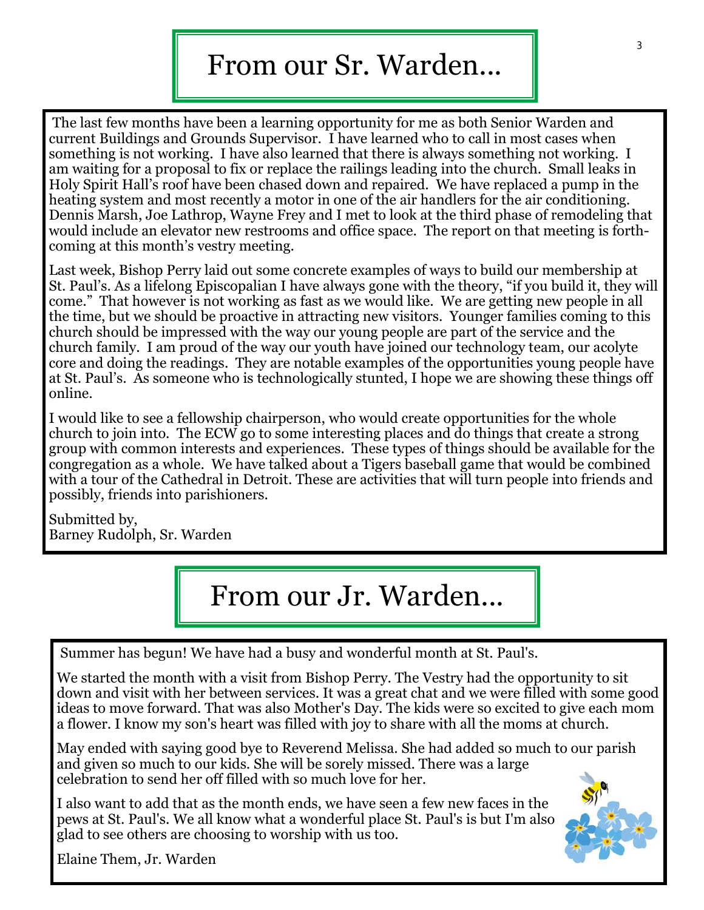# From our Sr. Warden…

The last few months have been a learning opportunity for me as both Senior Warden and current Buildings and Grounds Supervisor. I have learned who to call in most cases when something is not working. I have also learned that there is always something not working. I am waiting for a proposal to fix or replace the railings leading into the church. Small leaks in Holy Spirit Hall's roof have been chased down and repaired. We have replaced a pump in the heating system and most recently a motor in one of the air handlers for the air conditioning. Dennis Marsh, Joe Lathrop, Wayne Frey and I met to look at the third phase of remodeling that would include an elevator new restrooms and office space. The report on that meeting is forthcoming at this month's vestry meeting.

Last week, Bishop Perry laid out some concrete examples of ways to build our membership at St. Paul's. As a lifelong Episcopalian I have always gone with the theory, "if you build it, they will come." That however is not working as fast as we would like. We are getting new people in all the time, but we should be proactive in attracting new visitors. Younger families coming to this church should be impressed with the way our young people are part of the service and the church family. I am proud of the way our youth have joined our technology team, our acolyte core and doing the readings. They are notable examples of the opportunities young people have at St. Paul's. As someone who is technologically stunted, I hope we are showing these things off online.

I would like to see a fellowship chairperson, who would create opportunities for the whole church to join into. The ECW go to some interesting places and do things that create a strong group with common interests and experiences. These types of things should be available for the congregation as a whole. We have talked about a Tigers baseball game that would be combined with a tour of the Cathedral in Detroit. These are activities that will turn people into friends and possibly, friends into parishioners.

Submitted by,
Barney Rudolph, Sr. Warden

# From our Jr. Warden…

Summer has begun! We have had a busy and wonderful month at St. Paul's.

We started the month with a visit from Bishop Perry. The Vestry had the opportunity to sit down and visit with her between services. It was a great chat and we were filled with some good ideas to move forward. That was also Mother's Day. The kids were so excited to give each mom a flower. I know my son's heart was filled with joy to share with all the moms at church.

May ended with saying good bye to Reverend Melissa. She had added so much to our parish and given so much to our kids. She will be sorely missed. There was a large celebration to send her off filled with so much love for her.

I also want to add that as the month ends, we have seen a few new faces in the pews at St. Paul's. We all know what a wonderful place St. Paul's is but I'm also glad to see others are choosing to worship with us too.

Elaine Them, Jr. Warden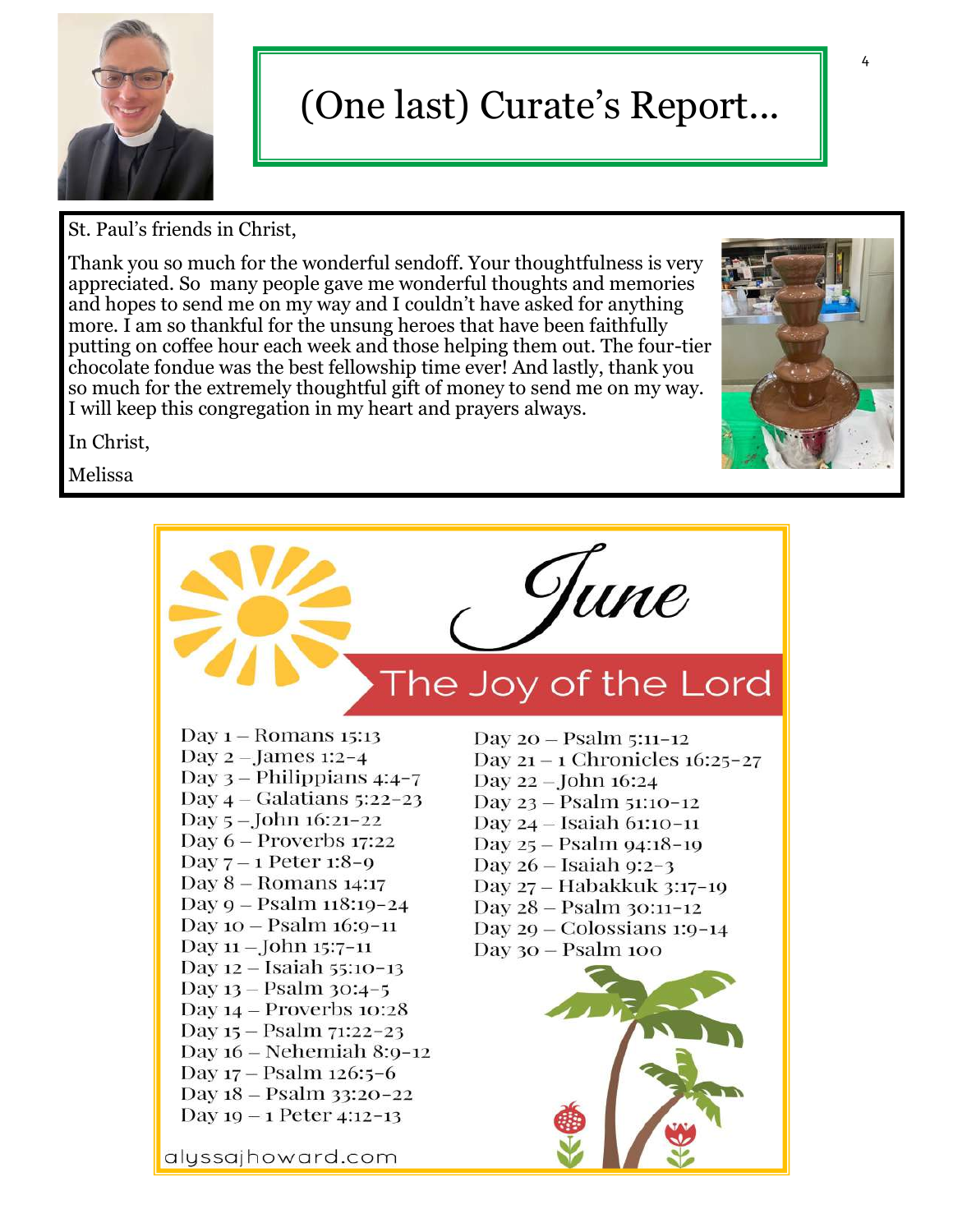# (One last) Curate's Report...

St. Paul's friends in Christ,

Thank you so much for the wonderful sendoff. Your thoughtfulness is very appreciated. So many people gave me wonderful thoughts and memories and hopes to send me on my way and I couldn't have asked for anything more. I am so thankful for the unsung heroes that have been faithfully putting on coffee hour each week and those helping them out. The four-tier chocolate fondue was the best fellowship time ever! And lastly, thank you so much for the extremely thoughtful gift of money to send me on my way. I will keep this congregation in my heart and prayers always.

In Christ,

Melissa

## June

### The Joy of the Lord

- Day 1 – Romans 15:13
- Day 2 – James 1:2-4
- Day 3 – Philippians 4:4-7
- Day 4 – Galatians 5:22-23
- Day 5 – John 16:21-22
- Day 6 – Proverbs 17:22
- Day 7 – 1 Peter 1:8-9
- Day 8 – Romans 14:17
- Day 9 – Psalm 118:19-24
- Day 10 – Psalm 16:9-11
- Day 11 – John 15:7-11
- Day 12 – Isaiah 55:10-13
- Day 13 – Psalm 30:4-5
- Day 14 – Proverbs 10:28
- Day 15 – Psalm 71:22-23
- Day 16 – Nehemiah 8:9-12
- Day 17 – Psalm 126:5-6
- Day 18 – Psalm 33:20-22
- Day 19 – 1 Peter 4:12-13
- Day 20 – Psalm 5:11-12
- Day 21 – 1 Chronicles 16:25-27
- Day 22 – John 16:24
- Day 23 – Psalm 51:10-12
- Day 24 – Isaiah 61:10-11
- Day 25 – Psalm 94:18-19
- Day 26 – Isaiah 9:2-3
- Day 27 – Habakkuk 3:17-19
- Day 28 – Psalm 30:11-12
- Day 29 – Colossians 1:9-14
- Day 30 – Psalm 100

alyssajhoward.com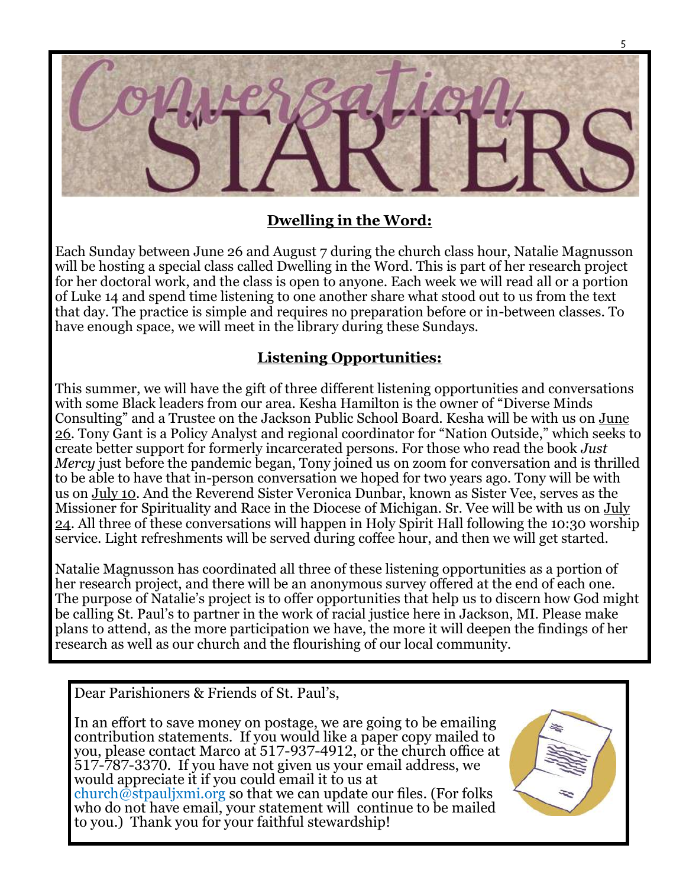# Conversation STARTERS

## Dwelling in the Word:

Each Sunday between June 26 and August 7 during the church class hour, Natalie Magnusson will be hosting a special class called Dwelling in the Word. This is part of her research project for her doctoral work, and the class is open to anyone. Each week we will read all or a portion of Luke 14 and spend time listening to one another share what stood out to us from the text that day. The practice is simple and requires no preparation before or in-between classes. To have enough space, we will meet in the library during these Sundays.

## Listening Opportunities:

This summer, we will have the gift of three different listening opportunities and conversations with some Black leaders from our area. Kesha Hamilton is the owner of "Diverse Minds Consulting" and a Trustee on the Jackson Public School Board. Kesha will be with us on June 26. Tony Gant is a Policy Analyst and regional coordinator for "Nation Outside," which seeks to create better support for formerly incarcerated persons. For those who read the book *Just Mercy* just before the pandemic began, Tony joined us on zoom for conversation and is thrilled to be able to have that in-person conversation we hoped for two years ago. Tony will be with us on July 10. And the Reverend Sister Veronica Dunbar, known as Sister Vee, serves as the Missioner for Spirituality and Race in the Diocese of Michigan. Sr. Vee will be with us on July 24. All three of these conversations will happen in Holy Spirit Hall following the 10:30 worship service. Light refreshments will be served during coffee hour, and then we will get started.

Natalie Magnusson has coordinated all three of these listening opportunities as a portion of her research project, and there will be an anonymous survey offered at the end of each one. The purpose of Natalie's project is to offer opportunities that help us to discern how God might be calling St. Paul's to partner in the work of racial justice here in Jackson, MI. Please make plans to attend, as the more participation we have, the more it will deepen the findings of her research as well as our church and the flourishing of our local community.

---

Dear Parishioners & Friends of St. Paul's,

In an effort to save money on postage, we are going to be emailing contribution statements. If you would like a paper copy mailed to you, please contact Marco at 517-937-4912, or the church office at 517-787-3370. If you have not given us your email address, we would appreciate it if you could email it to us at church@stpauljxmi.org so that we can update our files. (For folks who do not have email, your statement will continue to be mailed to you.) Thank you for your faithful stewardship!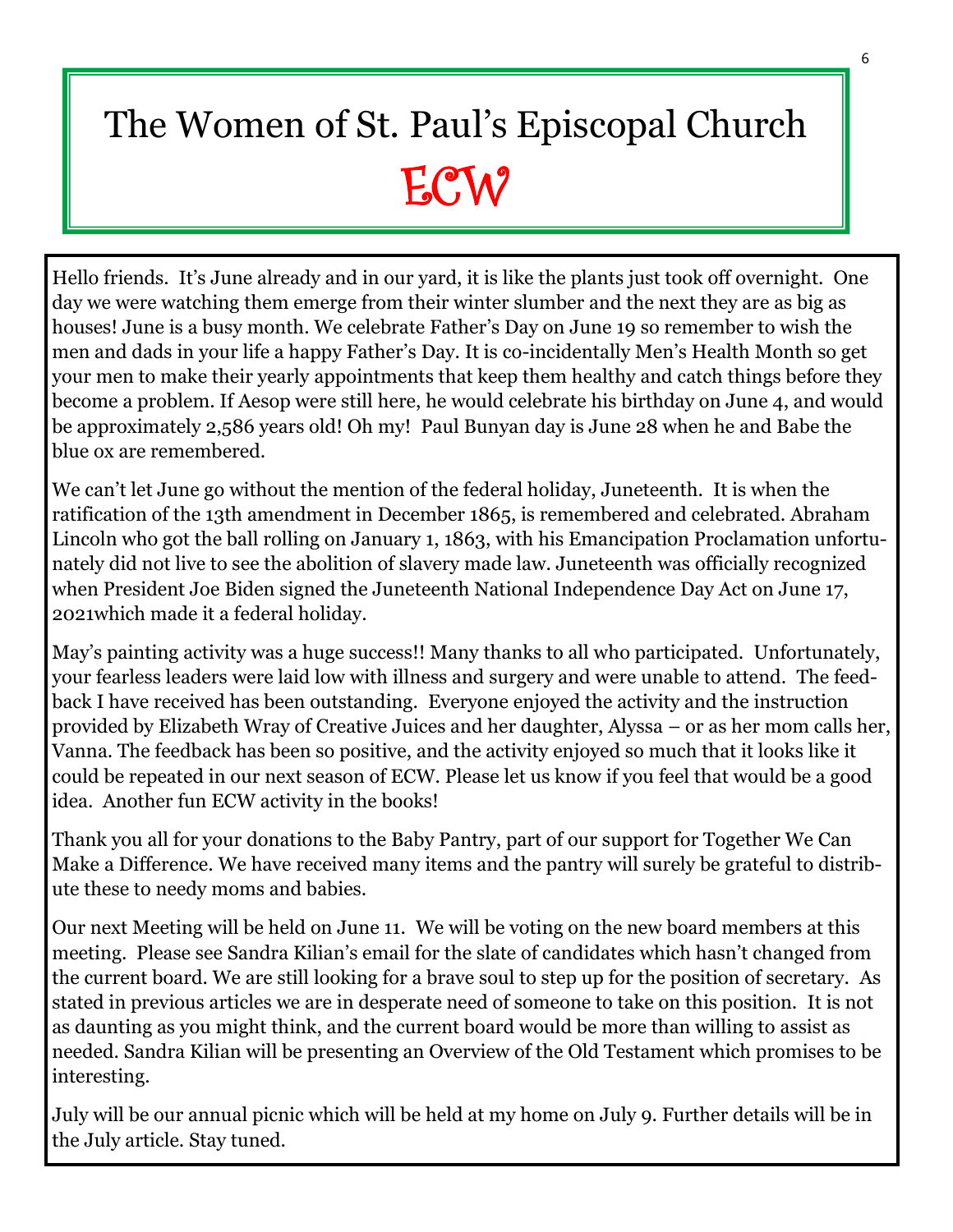# The Women of St. Paul's Episcopal Church

## ECW

Hello friends. It's June already and in our yard, it is like the plants just took off overnight. One day we were watching them emerge from their winter slumber and the next they are as big as houses! June is a busy month. We celebrate Father's Day on June 19 so remember to wish the men and dads in your life a happy Father's Day. It is co-incidentally Men's Health Month so get your men to make their yearly appointments that keep them healthy and catch things before they become a problem. If Aesop were still here, he would celebrate his birthday on June 4, and would be approximately 2,586 years old! Oh my! Paul Bunyan day is June 28 when he and Babe the blue ox are remembered.

We can't let June go without the mention of the federal holiday, Juneteenth. It is when the ratification of the 13th amendment in December 1865, is remembered and celebrated. Abraham Lincoln who got the ball rolling on January 1, 1863, with his Emancipation Proclamation unfortunately did not live to see the abolition of slavery made law. Juneteenth was officially recognized when President Joe Biden signed the Juneteenth National Independence Day Act on June 17, 2021which made it a federal holiday.

May's painting activity was a huge success!! Many thanks to all who participated. Unfortunately, your fearless leaders were laid low with illness and surgery and were unable to attend. The feedback I have received has been outstanding. Everyone enjoyed the activity and the instruction provided by Elizabeth Wray of Creative Juices and her daughter, Alyssa – or as her mom calls her, Vanna. The feedback has been so positive, and the activity enjoyed so much that it looks like it could be repeated in our next season of ECW. Please let us know if you feel that would be a good idea. Another fun ECW activity in the books!

Thank you all for your donations to the Baby Pantry, part of our support for Together We Can Make a Difference. We have received many items and the pantry will surely be grateful to distribute these to needy moms and babies.

Our next Meeting will be held on June 11. We will be voting on the new board members at this meeting. Please see Sandra Kilian's email for the slate of candidates which hasn't changed from the current board. We are still looking for a brave soul to step up for the position of secretary. As stated in previous articles we are in desperate need of someone to take on this position. It is not as daunting as you might think, and the current board would be more than willing to assist as needed. Sandra Kilian will be presenting an Overview of the Old Testament which promises to be interesting.

July will be our annual picnic which will be held at my home on July 9. Further details will be in the July article. Stay tuned.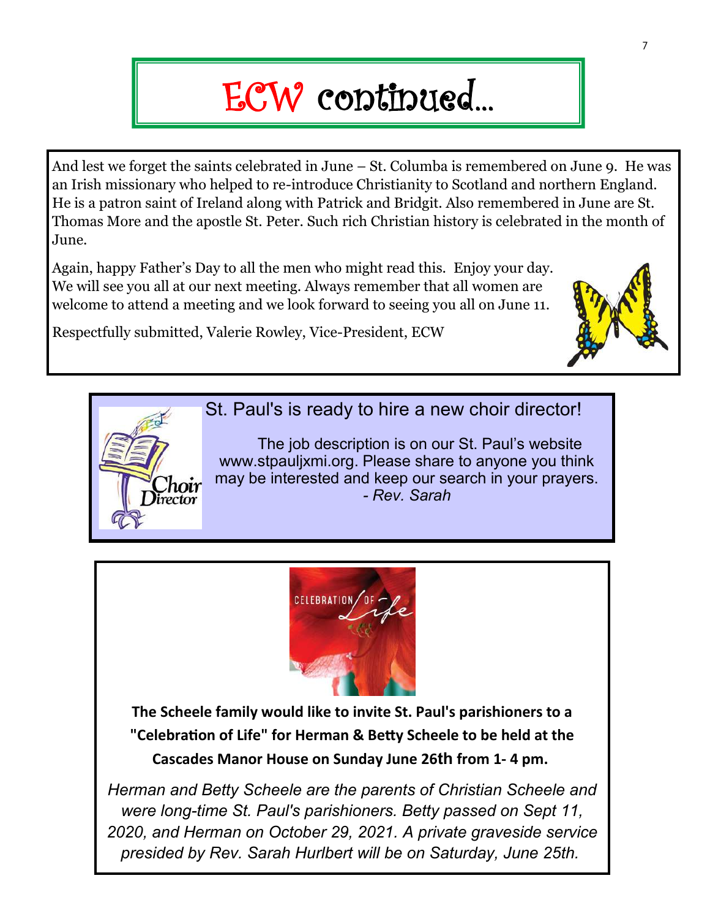# ECW continued…

And lest we forget the saints celebrated in June – St. Columba is remembered on June 9. He was an Irish missionary who helped to re-introduce Christianity to Scotland and northern England. He is a patron saint of Ireland along with Patrick and Bridgit. Also remembered in June are St. Thomas More and the apostle St. Peter. Such rich Christian history is celebrated in the month of June.

Again, happy Father's Day to all the men who might read this. Enjoy your day. We will see you all at our next meeting. Always remember that all women are welcome to attend a meeting and we look forward to seeing you all on June 11.

Respectfully submitted, Valerie Rowley, Vice-President, ECW

## St. Paul's is ready to hire a new choir director!

The job description is on our St. Paul's website www.stpauljxmi.org. Please share to anyone you think may be interested and keep our search in your prayers.
*- Rev. Sarah*

**The Scheele family would like to invite St. Paul's parishioners to a "Celebration of Life" for Herman & Betty Scheele to be held at the Cascades Manor House on Sunday June 26th from 1- 4 pm.**

*Herman and Betty Scheele are the parents of Christian Scheele and were long-time St. Paul's parishioners. Betty passed on Sept 11, 2020, and Herman on October 29, 2021. A private graveside service presided by Rev. Sarah Hurlbert will be on Saturday, June 25th.*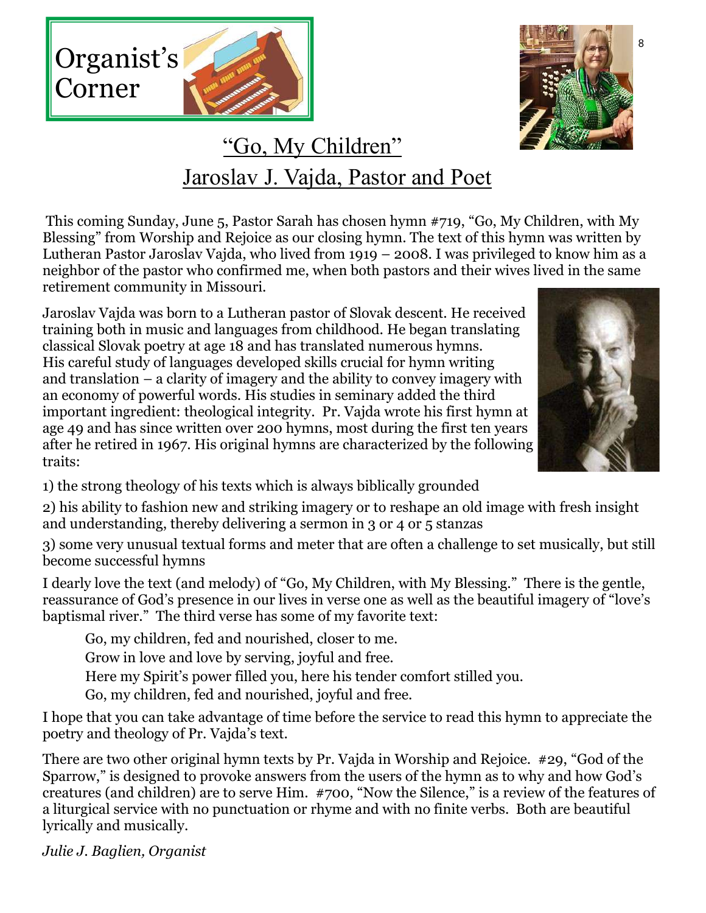# Organist's Corner

## "Go, My Children"

## Jaroslav J. Vajda, Pastor and Poet

This coming Sunday, June 5, Pastor Sarah has chosen hymn #719, "Go, My Children, with My Blessing" from Worship and Rejoice as our closing hymn. The text of this hymn was written by Lutheran Pastor Jaroslav Vajda, who lived from 1919 – 2008. I was privileged to know him as a neighbor of the pastor who confirmed me, when both pastors and their wives lived in the same retirement community in Missouri.

Jaroslav Vajda was born to a Lutheran pastor of Slovak descent. He received training both in music and languages from childhood. He began translating classical Slovak poetry at age 18 and has translated numerous hymns. His careful study of languages developed skills crucial for hymn writing and translation – a clarity of imagery and the ability to convey imagery with an economy of powerful words. His studies in seminary added the third important ingredient: theological integrity. Pr. Vajda wrote his first hymn at age 49 and has since written over 200 hymns, most during the first ten years after he retired in 1967. His original hymns are characterized by the following traits:

1) the strong theology of his texts which is always biblically grounded

2) his ability to fashion new and striking imagery or to reshape an old image with fresh insight and understanding, thereby delivering a sermon in 3 or 4 or 5 stanzas

3) some very unusual textual forms and meter that are often a challenge to set musically, but still become successful hymns

I dearly love the text (and melody) of "Go, My Children, with My Blessing." There is the gentle, reassurance of God's presence in our lives in verse one as well as the beautiful imagery of "love's baptismal river." The third verse has some of my favorite text:

> Go, my children, fed and nourished, closer to me.
> Grow in love and love by serving, joyful and free.
> Here my Spirit's power filled you, here his tender comfort stilled you.
> Go, my children, fed and nourished, joyful and free.

I hope that you can take advantage of time before the service to read this hymn to appreciate the poetry and theology of Pr. Vajda's text.

There are two other original hymn texts by Pr. Vajda in Worship and Rejoice. #29, "God of the Sparrow," is designed to provoke answers from the users of the hymn as to why and how God's creatures (and children) are to serve Him. #700, "Now the Silence," is a review of the features of a liturgical service with no punctuation or rhyme and with no finite verbs. Both are beautiful lyrically and musically.

*Julie J. Baglien, Organist*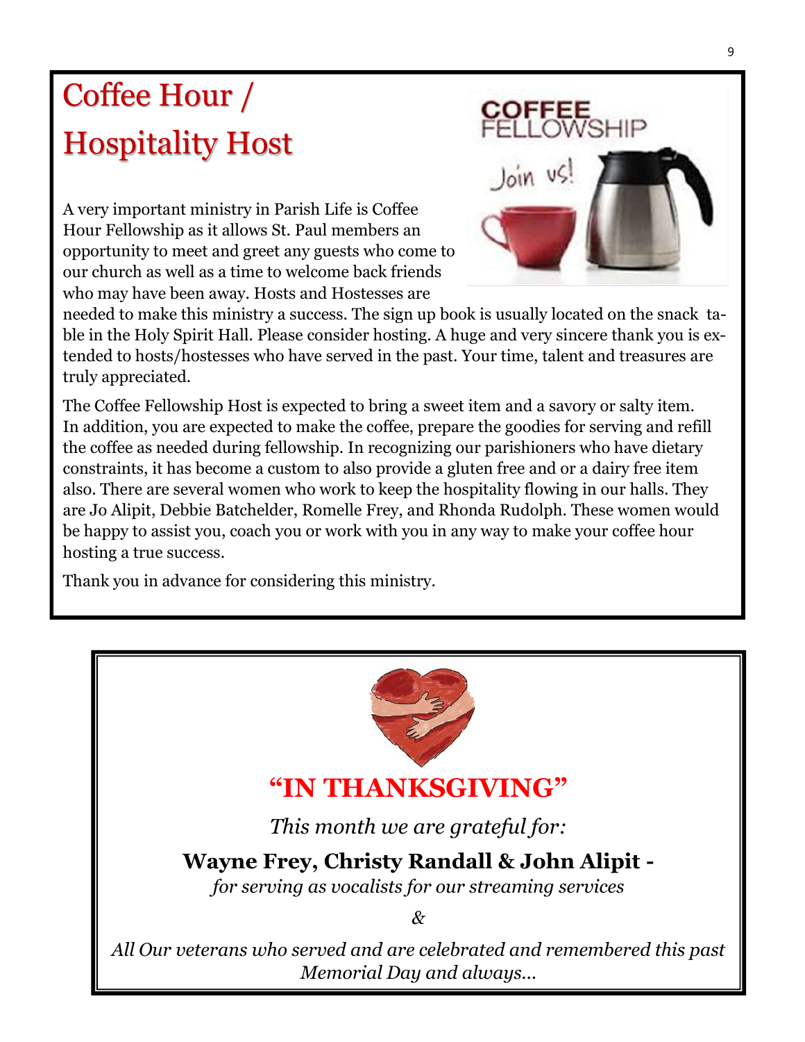# Coffee Hour / Hospitality Host

A very important ministry in Parish Life is Coffee Hour Fellowship as it allows St. Paul members an opportunity to meet and greet any guests who come to our church as well as a time to welcome back friends who may have been away. Hosts and Hostesses are needed to make this ministry a success. The sign up book is usually located on the snack table in the Holy Spirit Hall. Please consider hosting. A huge and very sincere thank you is extended to hosts/hostesses who have served in the past. Your time, talent and treasures are truly appreciated.

The Coffee Fellowship Host is expected to bring a sweet item and a savory or salty item. In addition, you are expected to make the coffee, prepare the goodies for serving and refill the coffee as needed during fellowship. In recognizing our parishioners who have dietary constraints, it has become a custom to also provide a gluten free and or a dairy free item also. There are several women who work to keep the hospitality flowing in our halls. They are Jo Alipit, Debbie Batchelder, Romelle Frey, and Rhonda Rudolph. These women would be happy to assist you, coach you or work with you in any way to make your coffee hour hosting a true success.

Thank you in advance for considering this ministry.

## "IN THANKSGIVING"

*This month we are grateful for:*

**Wayne Frey, Christy Randall & John Alipit -**

*for serving as vocalists for our streaming services*

*&*

*All Our veterans who served and are celebrated and remembered this past Memorial Day and always…*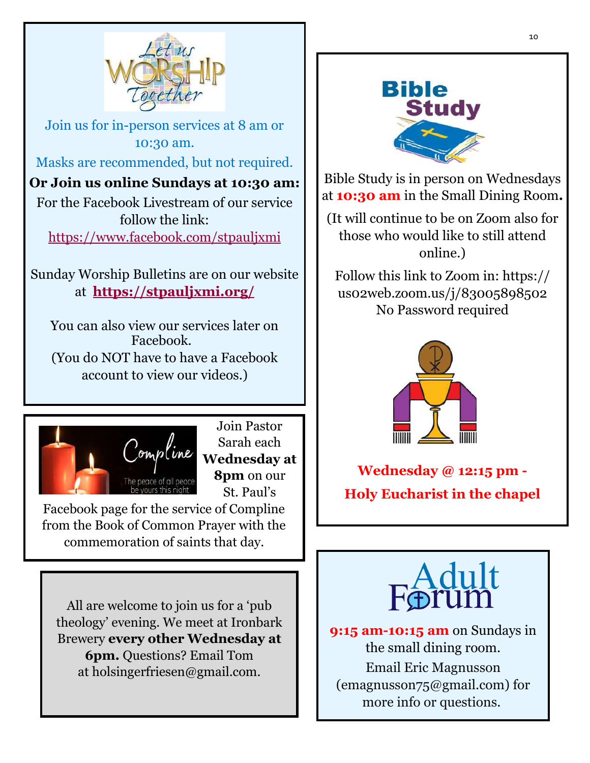# Let us WORSHIP Together

Join us for in-person services at 8 am or 10:30 am.

Masks are recommended, but not required.

**Or Join us online Sundays at 10:30 am:**

For the Facebook Livestream of our service follow the link: https://www.facebook.com/stpauljxmi

Sunday Worship Bulletins are on our website at **https://stpauljxmi.org/**

You can also view our services later on Facebook.
(You do NOT have to have a Facebook account to view our videos.)

## Compline

*The peace of all peace be yours this night*

Join Pastor Sarah each **Wednesday at 8pm** on our St. Paul's Facebook page for the service of Compline from the Book of Common Prayer with the commemoration of saints that day.

All are welcome to join us for a 'pub theology' evening. We meet at Ironbark Brewery **every other Wednesday at 6pm.** Questions? Email Tom at holsingerfriesen@gmail.com.

## Bible Study

Bible Study is in person on Wednesdays at **10:30 am** in the Small Dining Room**.**

(It will continue to be on Zoom also for those who would like to still attend online.)

Follow this link to Zoom in: https://us02web.zoom.us/j/83005898502
No Password required

**Wednesday @ 12:15 pm - Holy Eucharist in the chapel**

## Adult Forum

**9:15 am-10:15 am** on Sundays in the small dining room.

Email Eric Magnusson (emagnusson75@gmail.com) for more info or questions.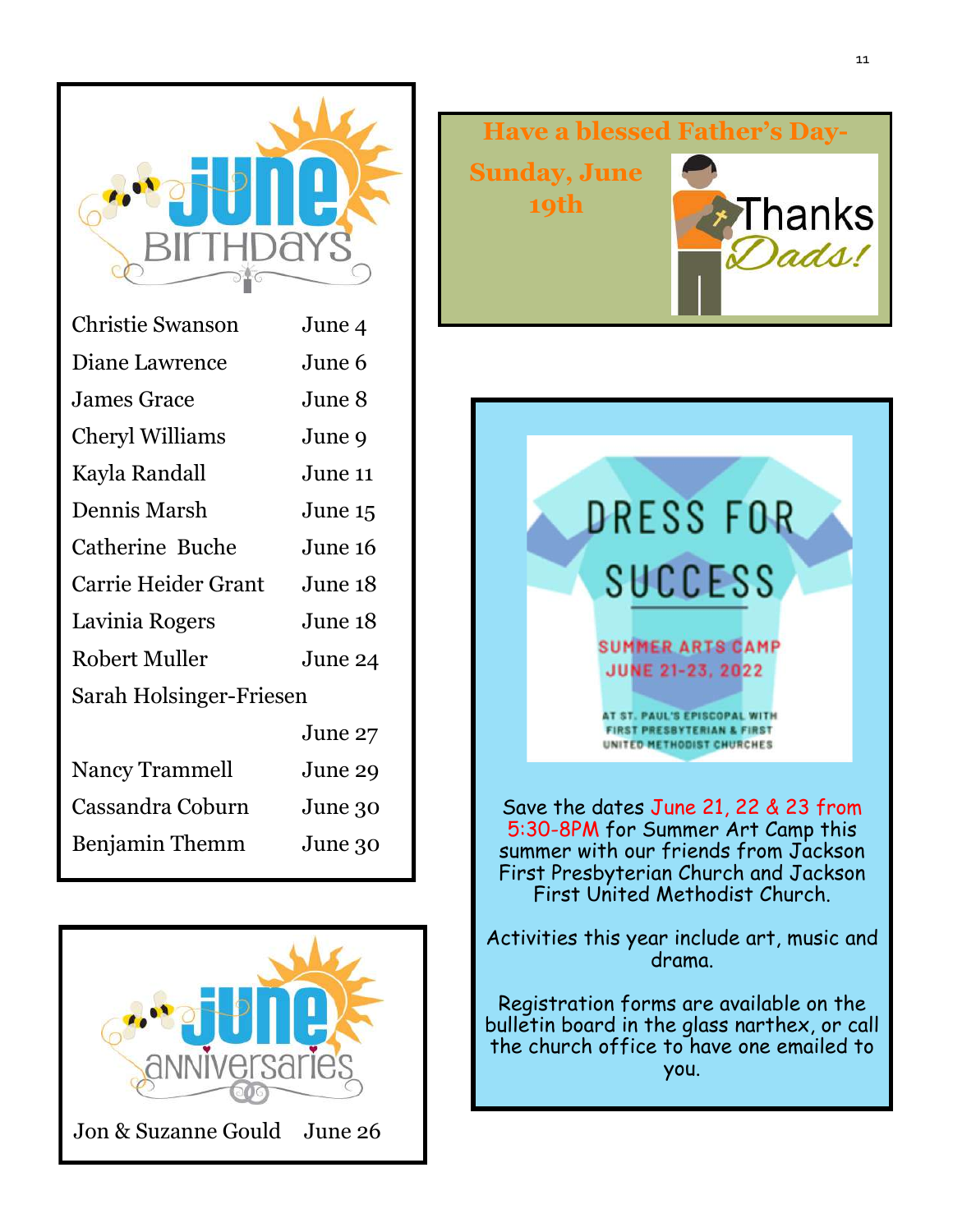## June Birthdays

| Name | Date |
|---|---|
| Christie Swanson | June 4 |
| Diane Lawrence | June 6 |
| James Grace | June 8 |
| Cheryl Williams | June 9 |
| Kayla Randall | June 11 |
| Dennis Marsh | June 15 |
| Catherine Buche | June 16 |
| Carrie Heider Grant | June 18 |
| Lavinia Rogers | June 18 |
| Robert Muller | June 24 |
| Sarah Holsinger-Friesen | June 27 |
| Nancy Trammell | June 29 |
| Cassandra Coburn | June 30 |
| Benjamin Themm | June 30 |

## June Anniversaries

| Name | Date |
|---|---|
| Jon & Suzanne Gould | June 26 |

**Have a blessed Father's Day- Sunday, June 19th**

Thanks *Dads!*

## DRESS FOR SUCCESS

SUMMER ARTS CAMP
JUNE 21-23, 2022

AT ST. PAUL'S EPISCOPAL WITH FIRST PRESBYTERIAN & FIRST UNITED METHODIST CHURCHES

Save the dates June 21, 22 & 23 from 5:30-8PM for Summer Art Camp this summer with our friends from Jackson First Presbyterian Church and Jackson First United Methodist Church.

Activities this year include art, music and drama.

Registration forms are available on the bulletin board in the glass narthex, or call the church office to have one emailed to you.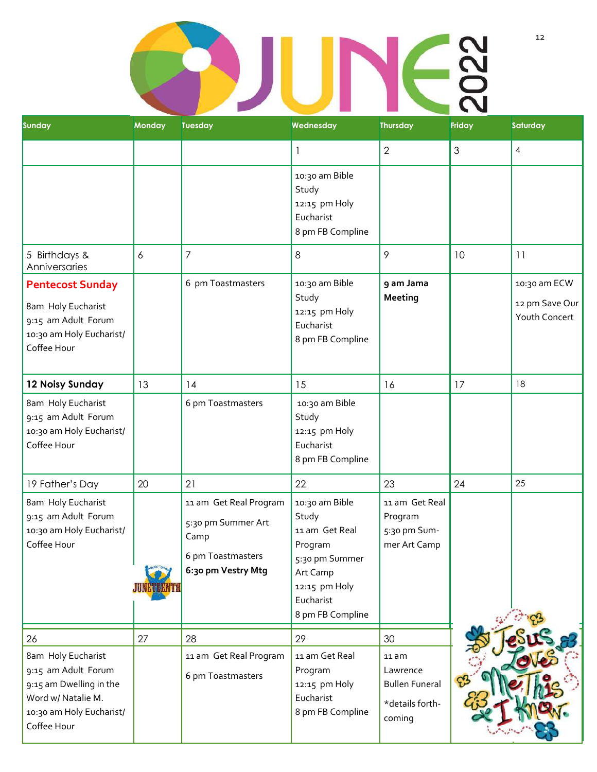# JUNE 2022

| Sunday | Monday | Tuesday | Wednesday | Thursday | Friday | Saturday |
|---|---|---|---|---|---|---|
| | | | 1 | 2 | 3 | 4 |
| | | | 10:30 am Bible Study<br>12:15 pm Holy Eucharist<br>8 pm FB Compline | | | |
| 5 Birthdays & Anniversaries | 6 | 7 | 8 | 9 | 10 | 11 |
| **Pentecost Sunday**<br>8am Holy Eucharist<br>9:15 am Adult Forum<br>10:30 am Holy Eucharist/ Coffee Hour | | 6 pm Toastmasters | 10:30 am Bible Study<br>12:15 pm Holy Eucharist<br>8 pm FB Compline | **9 am Jama Meeting** | | 10:30 am ECW<br>12 pm Save Our Youth Concert |
| **12 Noisy Sunday** | 13 | 14 | 15 | 16 | 17 | 18 |
| 8am Holy Eucharist<br>9:15 am Adult Forum<br>10:30 am Holy Eucharist/ Coffee Hour | | 6 pm Toastmasters | 10:30 am Bible Study<br>12:15 pm Holy Eucharist<br>8 pm FB Compline | | | |
| 19 Father's Day | 20 | 21 | 22 | 23 | 24 | 25 |
| 8am Holy Eucharist<br>9:15 am Adult Forum<br>10:30 am Holy Eucharist/ Coffee Hour | JUNETEENTH | 11 am Get Real Program<br>5:30 pm Summer Art Camp<br>6 pm Toastmasters<br>**6:30 pm Vestry Mtg** | 10:30 am Bible Study<br>11 am Get Real Program<br>5:30 pm Summer Art Camp<br>12:15 pm Holy Eucharist<br>8 pm FB Compline | 11 am Get Real Program<br>5:30 pm Summer Art Camp | | |
| 26 | 27 | 28 | 29 | 30 | | |
| 8am Holy Eucharist<br>9:15 am Adult Forum<br>9:15 am Dwelling in the Word w/ Natalie M.<br>10:30 am Holy Eucharist/ Coffee Hour | | 11 am Get Real Program<br>6 pm Toastmasters | 11 am Get Real Program<br>12:15 pm Holy Eucharist<br>8 pm FB Compline | 11 am Lawrence Bullen Funeral<br>*details forthcoming | Jesus Loves Me This I Know. | |